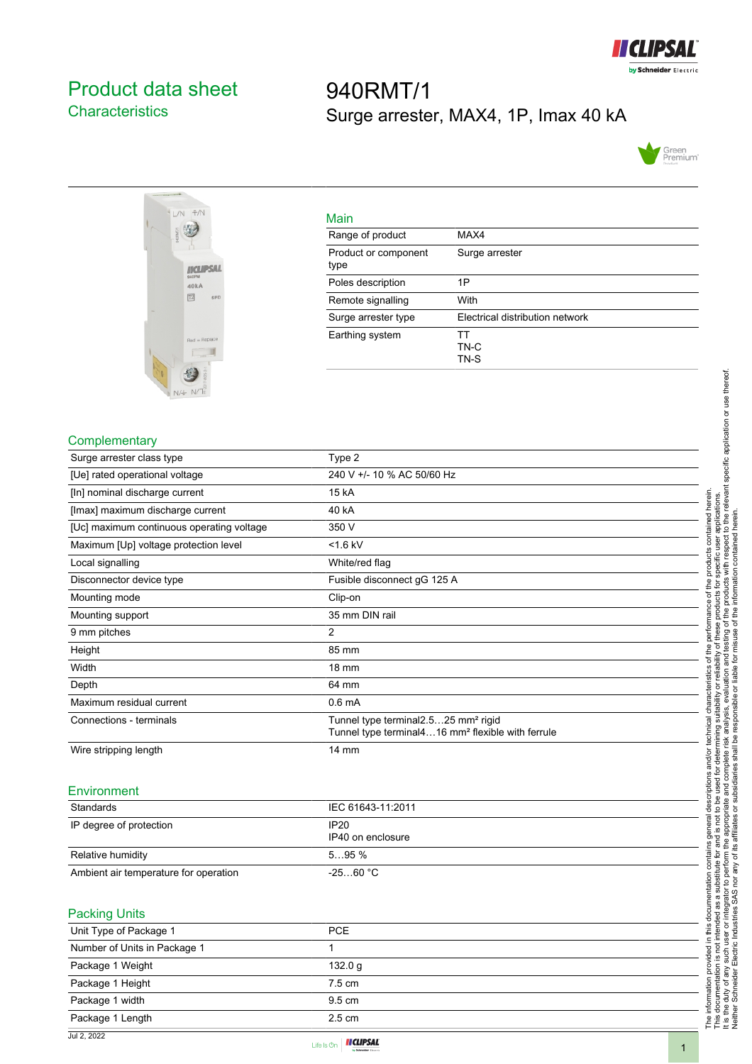# Product data sheet
## Characteristics

# 940RMT/1
Surge arrester, MAX4, 1P, Imax 40 kA

### Main

| | |
|---|---|
| Range of product | MAX4 |
| Product or component type | Surge arrester |
| Poles description | 1P |
| Remote signalling | With |
| Surge arrester type | Electrical distribution network |
| Earthing system | TT<br>TN-C<br>TN-S |

### Complementary

| | |
|---|---|
| Surge arrester class type | Type 2 |
| [Ue] rated operational voltage | 240 V +/- 10 % AC 50/60 Hz |
| [In] nominal discharge current | 15 kA |
| [Imax] maximum discharge current | 40 kA |
| [Uc] maximum continuous operating voltage | 350 V |
| Maximum [Up] voltage protection level | <1.6 kV |
| Local signalling | White/red flag |
| Disconnector device type | Fusible disconnect gG 125 A |
| Mounting mode | Clip-on |
| Mounting support | 35 mm DIN rail |
| 9 mm pitches | 2 |
| Height | 85 mm |
| Width | 18 mm |
| Depth | 64 mm |
| Maximum residual current | 0.6 mA |
| Connections - terminals | Tunnel type terminal2.5…25 mm² rigid<br>Tunnel type terminal4…16 mm² flexible with ferrule |
| Wire stripping length | 14 mm |

### Environment

| | |
|---|---|
| Standards | IEC 61643-11:2011 |
| IP degree of protection | IP20<br>IP40 on enclosure |
| Relative humidity | 5…95 % |
| Ambient air temperature for operation | -25…60 °C |

### Packing Units

| | |
|---|---|
| Unit Type of Package 1 | PCE |
| Number of Units in Package 1 | 1 |
| Package 1 Weight | 132.0 g |
| Package 1 Height | 7.5 cm |
| Package 1 width | 9.5 cm |
| Package 1 Length | 2.5 cm |

Jul 2, 2022

The information provided in this documentation contains general descriptions and/or technical characteristics of the performance of the products contained herein. This documentation is not intended as a substitute for and is not to be used for determining suitability or reliability of these products for specific user applications. It is the duty of any such user or integrator to perform the appropriate and complete risk analysis, evaluation and testing of the products with respect to the relevant specific application or use thereof. Neither Schneider Electric Industries SAS nor any of its affiliates or subsidiaries shall be responsible or liable for misuse of the information contained herein.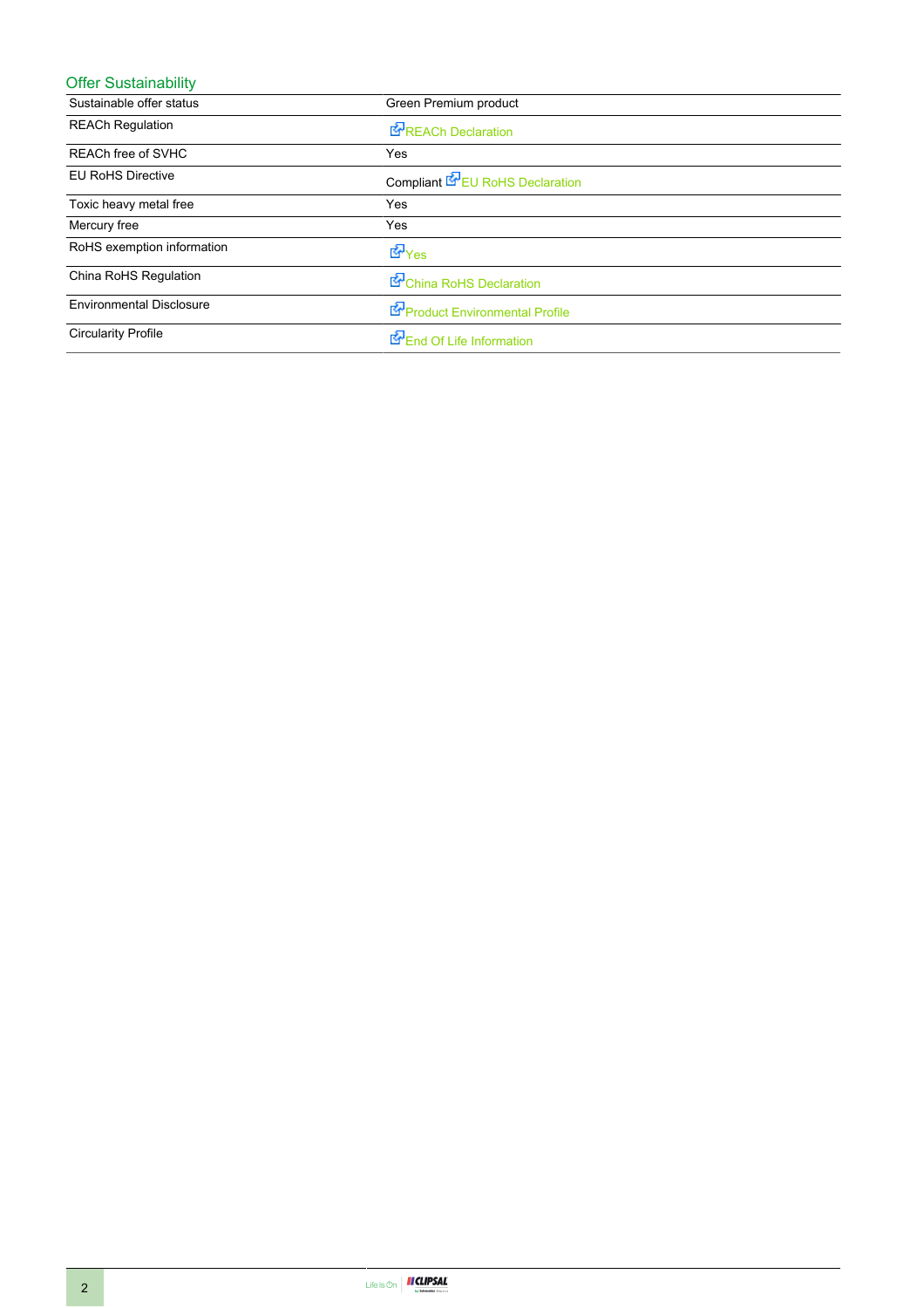## Offer Sustainability

| | |
|---|---|
| Sustainable offer status | Green Premium product |
| REACh Regulation | REACh Declaration |
| REACh free of SVHC | Yes |
| EU RoHS Directive | Compliant EU RoHS Declaration |
| Toxic heavy metal free | Yes |
| Mercury free | Yes |
| RoHS exemption information | Yes |
| China RoHS Regulation | China RoHS Declaration |
| Environmental Disclosure | Product Environmental Profile |
| Circularity Profile | End Of Life Information |